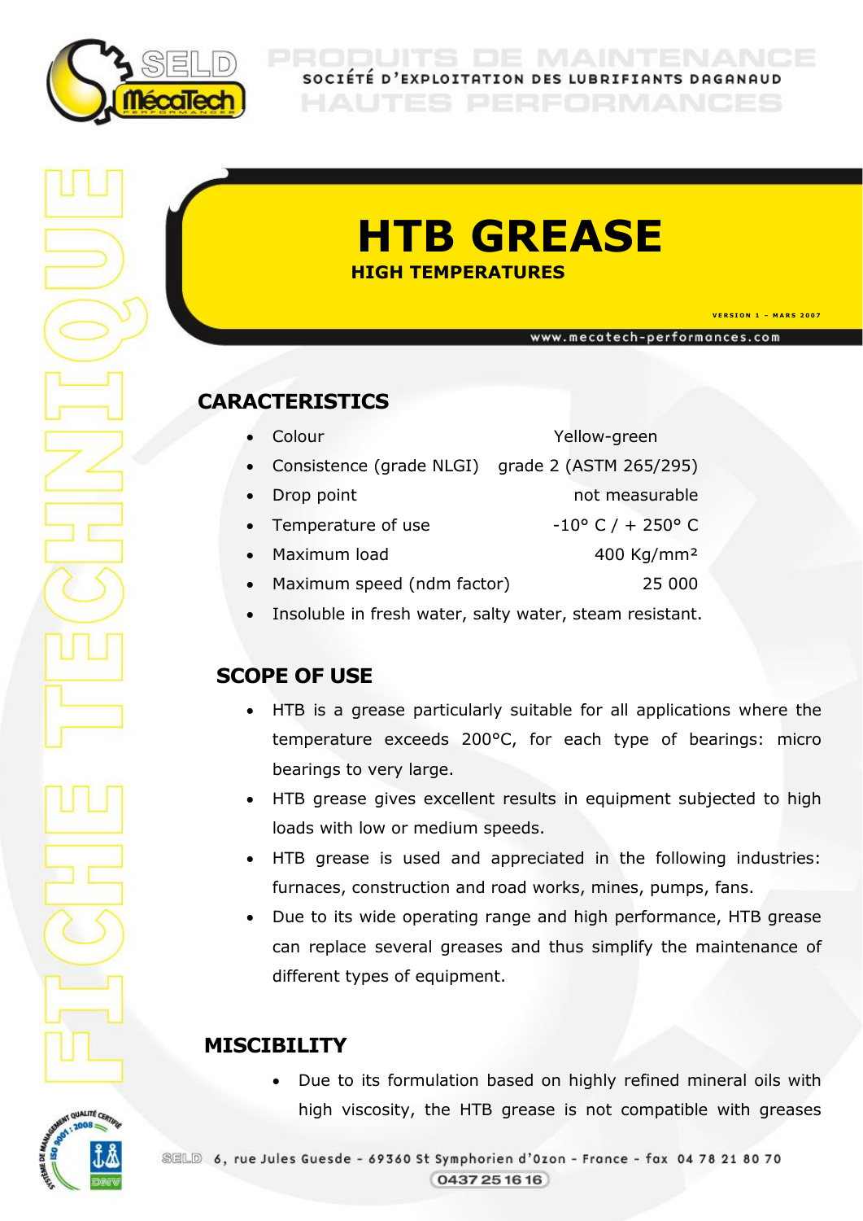# HTB GREASE

## HIGH TEMPERATURES

VERSION 1 – MARS 2007

www.mecatech-performances.com

## CARACTERISTICS

- Colour — Yellow-green
- Consistence (grade NLGI) — grade 2 (ASTM 265/295)
- Drop point — not measurable
- Temperature of use — -10° C / + 250° C
- Maximum load — 400 Kg/mm²
- Maximum speed (ndm factor) — 25 000
- Insoluble in fresh water, salty water, steam resistant.

## SCOPE OF USE

- HTB is a grease particularly suitable for all applications where the temperature exceeds 200°C, for each type of bearings: micro bearings to very large.
- HTB grease gives excellent results in equipment subjected to high loads with low or medium speeds.
- HTB grease is used and appreciated in the following industries: furnaces, construction and road works, mines, pumps, fans.
- Due to its wide operating range and high performance, HTB grease can replace several greases and thus simplify the maintenance of different types of equipment.

## MISCIBILITY

- Due to its formulation based on highly refined mineral oils with high viscosity, the HTB grease is not compatible with greases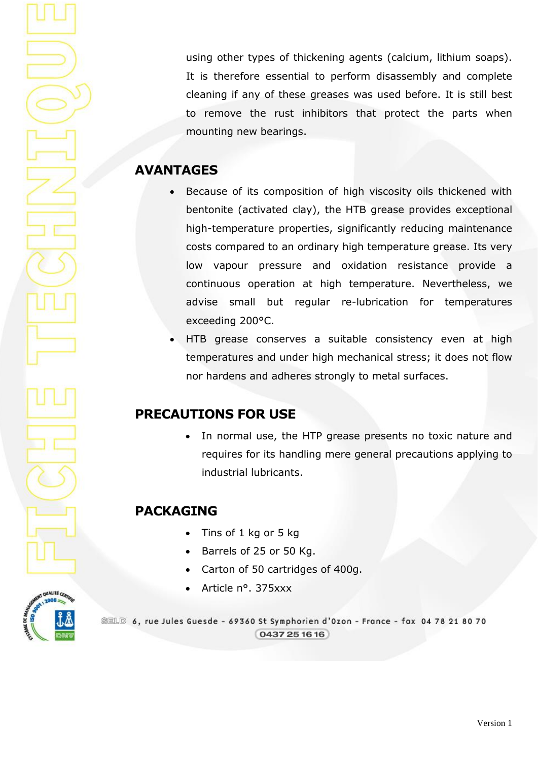using other types of thickening agents (calcium, lithium soaps). It is therefore essential to perform disassembly and complete cleaning if any of these greases was used before. It is still best to remove the rust inhibitors that protect the parts when mounting new bearings.

## AVANTAGES

- Because of its composition of high viscosity oils thickened with bentonite (activated clay), the HTB grease provides exceptional high-temperature properties, significantly reducing maintenance costs compared to an ordinary high temperature grease. Its very low vapour pressure and oxidation resistance provide a continuous operation at high temperature. Nevertheless, we advise small but regular re-lubrication for temperatures exceeding 200°C.
- HTB grease conserves a suitable consistency even at high temperatures and under high mechanical stress; it does not flow nor hardens and adheres strongly to metal surfaces.

## PRECAUTIONS FOR USE

- In normal use, the HTP grease presents no toxic nature and requires for its handling mere general precautions applying to industrial lubricants.

## PACKAGING

- Tins of 1 kg or 5 kg
- Barrels of 25 or 50 Kg.
- Carton of 50 cartridges of 400g.
- Article n°. 375xxx

SELD 6, rue Jules Guesde - 69360 St Symphorien d'Ozon - France - fax 04 78 21 80 70
0437 25 16 16

Version 1